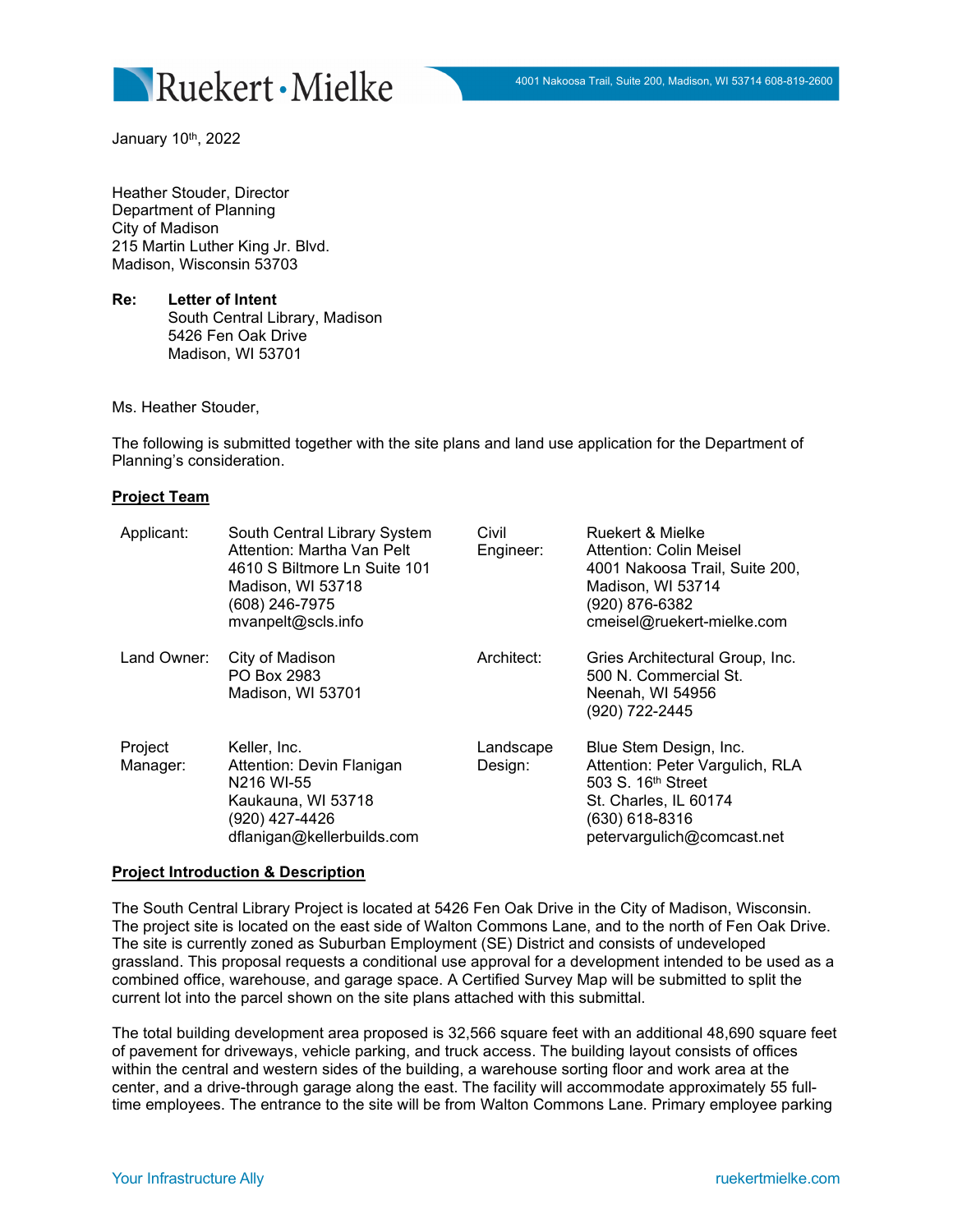January 10th, 2022

Heather Stouder, Director
Department of Planning
City of Madison
215 Martin Luther King Jr. Blvd.
Madison, Wisconsin 53703

**Re: Letter of Intent**
South Central Library, Madison
5426 Fen Oak Drive
Madison, WI 53701

Ms. Heather Stouder,

The following is submitted together with the site plans and land use application for the Department of Planning's consideration.

**Project Team**

| | | | |
|---|---|---|---|
| Applicant: | South Central Library System<br>Attention: Martha Van Pelt<br>4610 S Biltmore Ln Suite 101<br>Madison, WI 53718<br>(608) 246-7975<br>mvanpelt@scls.info | Civil Engineer: | Ruekert & Mielke<br>Attention: Colin Meisel<br>4001 Nakoosa Trail, Suite 200,<br>Madison, WI 53714<br>(920) 876-6382<br>cmeisel@ruekert-mielke.com |
| Land Owner: | City of Madison<br>PO Box 2983<br>Madison, WI 53701 | Architect: | Gries Architectural Group, Inc.<br>500 N. Commercial St.<br>Neenah, WI 54956<br>(920) 722-2445 |
| Project Manager: | Keller, Inc.<br>Attention: Devin Flanigan<br>N216 WI-55<br>Kaukauna, WI 53718<br>(920) 427-4426<br>dflanigan@kellerbuilds.com | Landscape Design: | Blue Stem Design, Inc.<br>Attention: Peter Vargulich, RLA<br>503 S. 16th Street<br>St. Charles, IL 60174<br>(630) 618-8316<br>petervargulich@comcast.net |

**Project Introduction & Description**

The South Central Library Project is located at 5426 Fen Oak Drive in the City of Madison, Wisconsin. The project site is located on the east side of Walton Commons Lane, and to the north of Fen Oak Drive. The site is currently zoned as Suburban Employment (SE) District and consists of undeveloped grassland. This proposal requests a conditional use approval for a development intended to be used as a combined office, warehouse, and garage space. A Certified Survey Map will be submitted to split the current lot into the parcel shown on the site plans attached with this submittal.

The total building development area proposed is 32,566 square feet with an additional 48,690 square feet of pavement for driveways, vehicle parking, and truck access. The building layout consists of offices within the central and western sides of the building, a warehouse sorting floor and work area at the center, and a drive-through garage along the east. The facility will accommodate approximately 55 full-time employees. The entrance to the site will be from Walton Commons Lane. Primary employee parking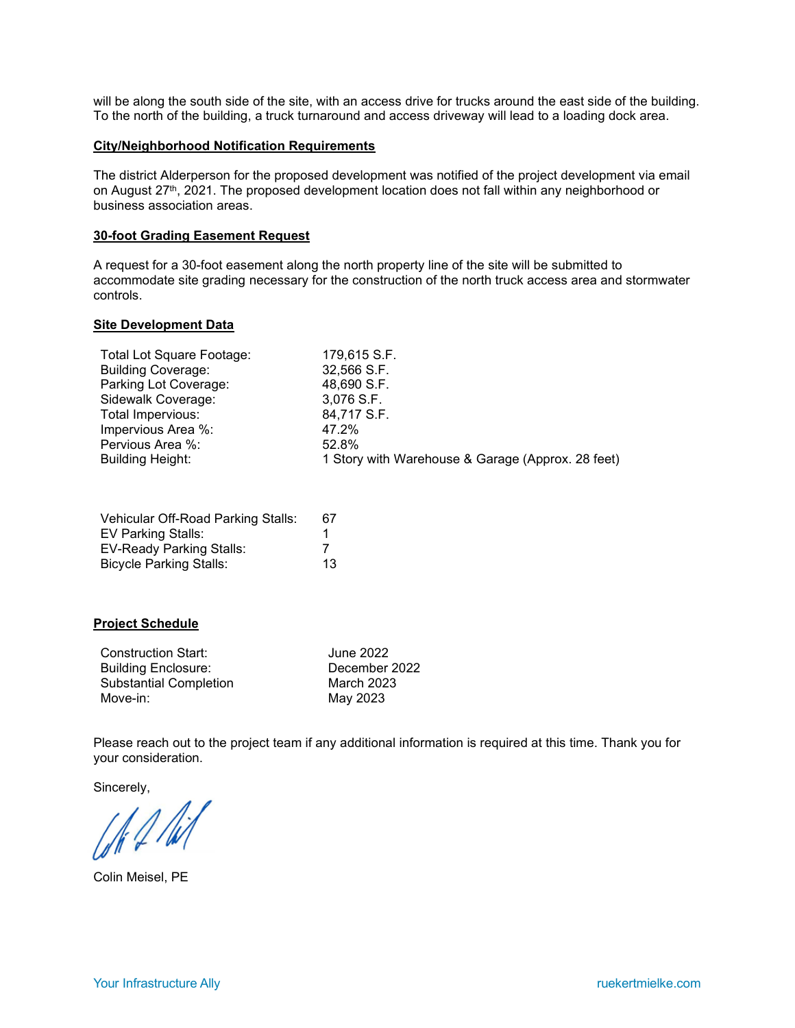will be along the south side of the site, with an access drive for trucks around the east side of the building. To the north of the building, a truck turnaround and access driveway will lead to a loading dock area.

**City/Neighborhood Notification Requirements**

The district Alderperson for the proposed development was notified of the project development via email on August 27th, 2021. The proposed development location does not fall within any neighborhood or business association areas.

**30-foot Grading Easement Request**

A request for a 30-foot easement along the north property line of the site will be submitted to accommodate site grading necessary for the construction of the north truck access area and stormwater controls.

**Site Development Data**

| | |
|---|---|
| Total Lot Square Footage: | 179,615 S.F. |
| Building Coverage: | 32,566 S.F. |
| Parking Lot Coverage: | 48,690 S.F. |
| Sidewalk Coverage: | 3,076 S.F. |
| Total Impervious: | 84,717 S.F. |
| Impervious Area %: | 47.2% |
| Pervious Area %: | 52.8% |
| Building Height: | 1 Story with Warehouse & Garage (Approx. 28 feet) |

| | |
|---|---|
| Vehicular Off-Road Parking Stalls: | 67 |
| EV Parking Stalls: | 1 |
| EV-Ready Parking Stalls: | 7 |
| Bicycle Parking Stalls: | 13 |

**Project Schedule**

| | |
|---|---|
| Construction Start: | June 2022 |
| Building Enclosure: | December 2022 |
| Substantial Completion | March 2023 |
| Move-in: | May 2023 |

Please reach out to the project team if any additional information is required at this time. Thank you for your consideration.

Sincerely,

Colin Meisel, PE